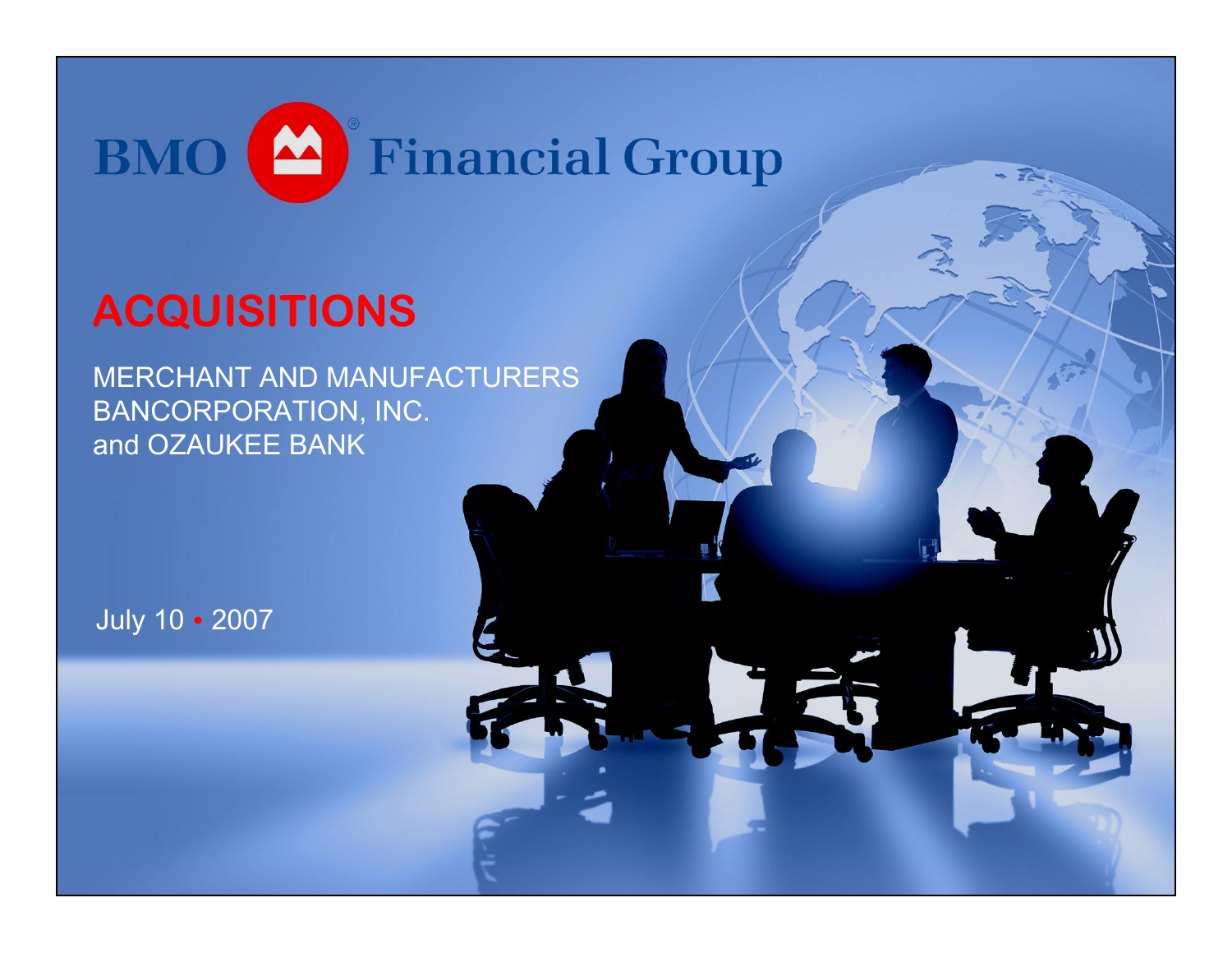BMO Financial Group

# ACQUISITIONS

MERCHANT AND MANUFACTURERS BANCORPORATION, INC.
and OZAUKEE BANK

July 10 • 2007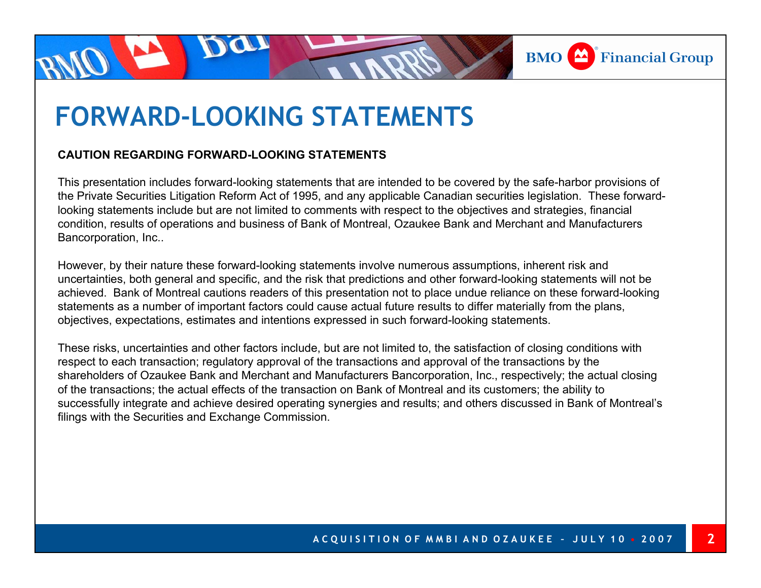# FORWARD-LOOKING STATEMENTS

**CAUTION REGARDING FORWARD-LOOKING STATEMENTS**

This presentation includes forward-looking statements that are intended to be covered by the safe-harbor provisions of the Private Securities Litigation Reform Act of 1995, and any applicable Canadian securities legislation. These forward-looking statements include but are not limited to comments with respect to the objectives and strategies, financial condition, results of operations and business of Bank of Montreal, Ozaukee Bank and Merchant and Manufacturers Bancorporation, Inc..

However, by their nature these forward-looking statements involve numerous assumptions, inherent risk and uncertainties, both general and specific, and the risk that predictions and other forward-looking statements will not be achieved. Bank of Montreal cautions readers of this presentation not to place undue reliance on these forward-looking statements as a number of important factors could cause actual future results to differ materially from the plans, objectives, expectations, estimates and intentions expressed in such forward-looking statements.

These risks, uncertainties and other factors include, but are not limited to, the satisfaction of closing conditions with respect to each transaction; regulatory approval of the transactions and approval of the transactions by the shareholders of Ozaukee Bank and Merchant and Manufacturers Bancorporation, Inc., respectively; the actual closing of the transactions; the actual effects of the transaction on Bank of Montreal and its customers; the ability to successfully integrate and achieve desired operating synergies and results; and others discussed in Bank of Montreal's filings with the Securities and Exchange Commission.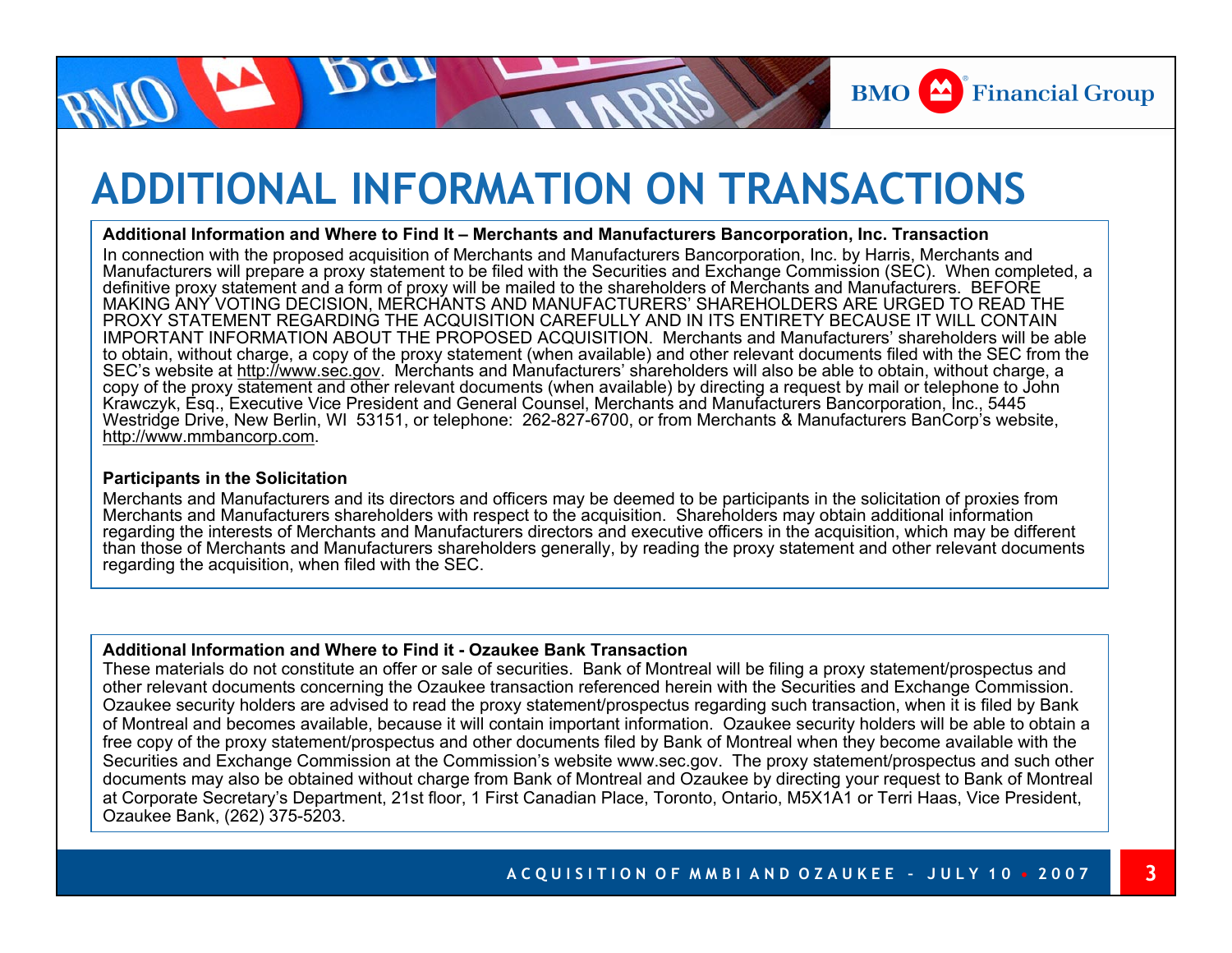# ADDITIONAL INFORMATION ON TRANSACTIONS

**Additional Information and Where to Find It – Merchants and Manufacturers Bancorporation, Inc. Transaction**

In connection with the proposed acquisition of Merchants and Manufacturers Bancorporation, Inc. by Harris, Merchants and Manufacturers will prepare a proxy statement to be filed with the Securities and Exchange Commission (SEC). When completed, a definitive proxy statement and a form of proxy will be mailed to the shareholders of Merchants and Manufacturers. BEFORE MAKING ANY VOTING DECISION, MERCHANTS AND MANUFACTURERS' SHAREHOLDERS ARE URGED TO READ THE PROXY STATEMENT REGARDING THE ACQUISITION CAREFULLY AND IN ITS ENTIRETY BECAUSE IT WILL CONTAIN IMPORTANT INFORMATION ABOUT THE PROPOSED ACQUISITION. Merchants and Manufacturers' shareholders will be able to obtain, without charge, a copy of the proxy statement (when available) and other relevant documents filed with the SEC from the SEC's website at http://www.sec.gov. Merchants and Manufacturers' shareholders will also be able to obtain, without charge, a copy of the proxy statement and other relevant documents (when available) by directing a request by mail or telephone to John Krawczyk, Esq., Executive Vice President and General Counsel, Merchants and Manufacturers Bancorporation, Inc., 5445 Westridge Drive, New Berlin, WI 53151, or telephone: 262-827-6700, or from Merchants & Manufacturers BanCorp's website, http://www.mmbancorp.com.

**Participants in the Solicitation**

Merchants and Manufacturers and its directors and officers may be deemed to be participants in the solicitation of proxies from Merchants and Manufacturers shareholders with respect to the acquisition. Shareholders may obtain additional information regarding the interests of Merchants and Manufacturers directors and executive officers in the acquisition, which may be different than those of Merchants and Manufacturers shareholders generally, by reading the proxy statement and other relevant documents regarding the acquisition, when filed with the SEC.

**Additional Information and Where to Find it - Ozaukee Bank Transaction**

These materials do not constitute an offer or sale of securities. Bank of Montreal will be filing a proxy statement/prospectus and other relevant documents concerning the Ozaukee transaction referenced herein with the Securities and Exchange Commission. Ozaukee security holders are advised to read the proxy statement/prospectus regarding such transaction, when it is filed by Bank of Montreal and becomes available, because it will contain important information. Ozaukee security holders will be able to obtain a free copy of the proxy statement/prospectus and other documents filed by Bank of Montreal when they become available with the Securities and Exchange Commission at the Commission's website www.sec.gov. The proxy statement/prospectus and such other documents may also be obtained without charge from Bank of Montreal and Ozaukee by directing your request to Bank of Montreal at Corporate Secretary's Department, 21st floor, 1 First Canadian Place, Toronto, Ontario, M5X1A1 or Terri Haas, Vice President, Ozaukee Bank, (262) 375-5203.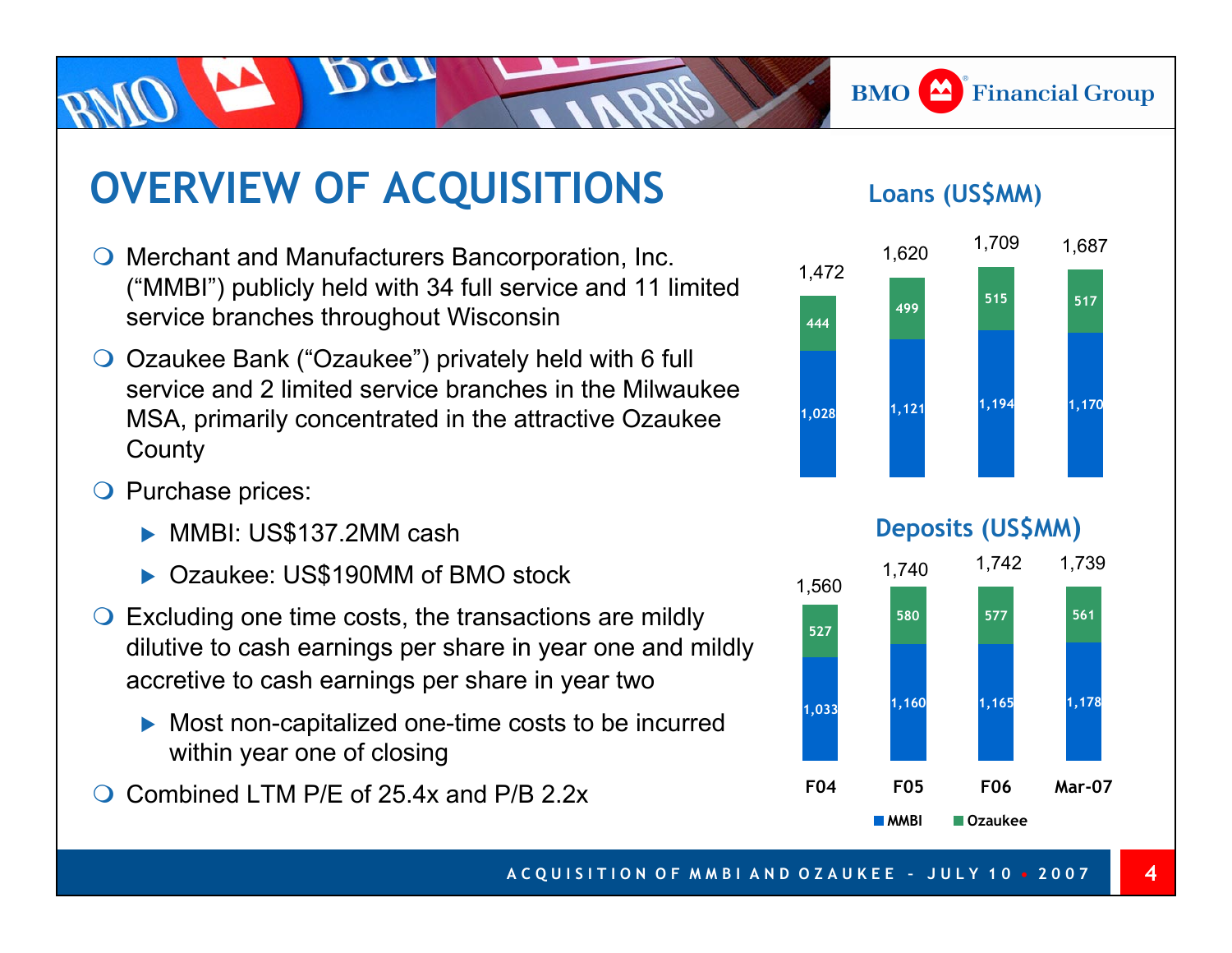# OVERVIEW OF ACQUISITIONS

- Merchant and Manufacturers Bancorporation, Inc. ("MMBI") publicly held with 34 full service and 11 limited service branches throughout Wisconsin
- Ozaukee Bank ("Ozaukee") privately held with 6 full service and 2 limited service branches in the Milwaukee MSA, primarily concentrated in the attractive Ozaukee County
- Purchase prices:
  - MMBI: US$137.2MM cash
  - Ozaukee: US$190MM of BMO stock
- Excluding one time costs, the transactions are mildly dilutive to cash earnings per share in year one and mildly accretive to cash earnings per share in year two
  - Most non-capitalized one-time costs to be incurred within year one of closing
- Combined LTM P/E of 25.4x and P/B 2.2x

**Loans (US$MM)**

| | F04 | F05 | F06 | Mar-07 |
|---|---|---|---|---|
| MMBI | 1,028 | 1,121 | 1,194 | 1,170 |
| Ozaukee | 444 | 499 | 515 | 517 |
| Total | 1,472 | 1,620 | 1,709 | 1,687 |

**Deposits (US$MM)**

| | F04 | F05 | F06 | Mar-07 |
|---|---|---|---|---|
| MMBI | 1,033 | 1,160 | 1,165 | 1,178 |
| Ozaukee | 527 | 580 | 577 | 561 |
| Total | 1,560 | 1,740 | 1,742 | 1,739 |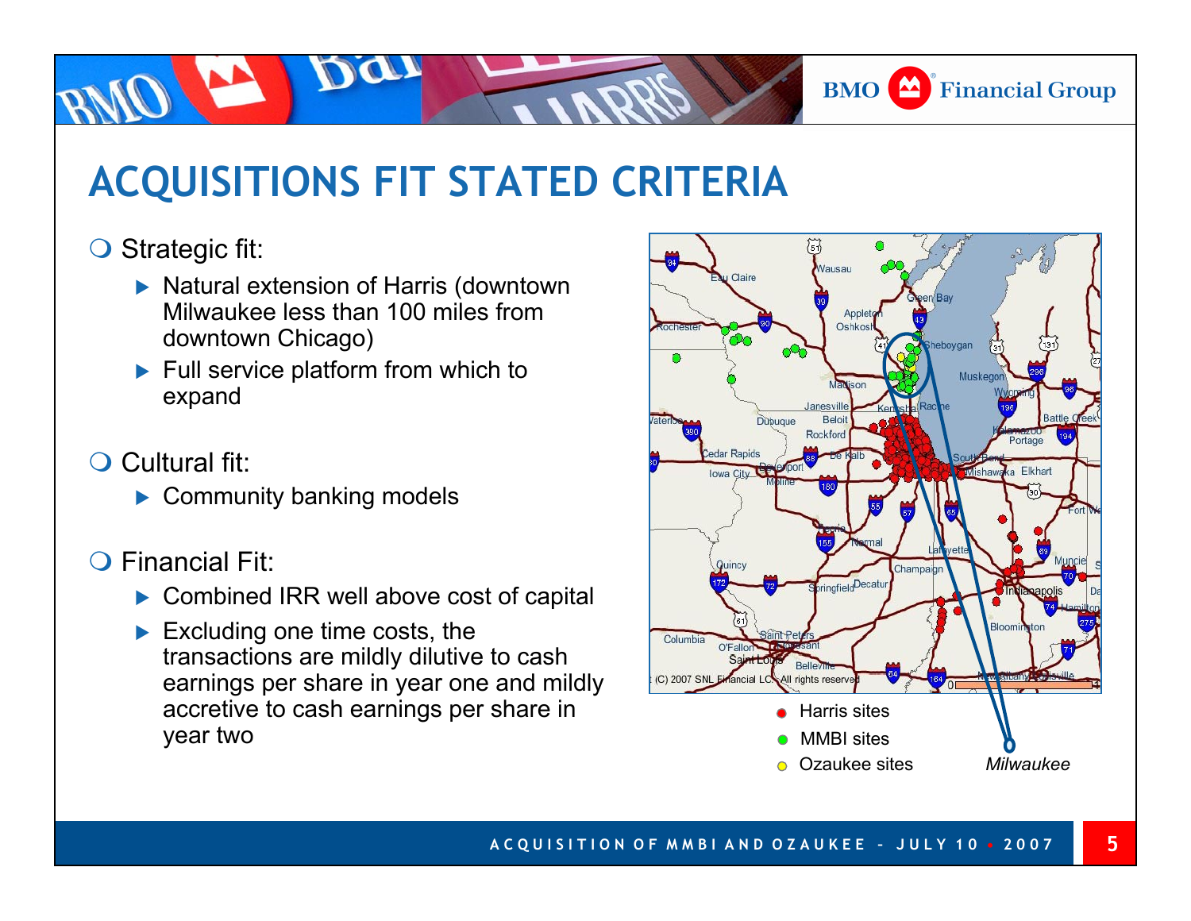# ACQUISITIONS FIT STATED CRITERIA

- Strategic fit:
  - Natural extension of Harris (downtown Milwaukee less than 100 miles from downtown Chicago)
  - Full service platform from which to expand
- Cultural fit:
  - Community banking models
- Financial Fit:
  - Combined IRR well above cost of capital
  - Excluding one time costs, the transactions are mildly dilutive to cash earnings per share in year one and mildly accretive to cash earnings per share in year two

- Harris sites
- MMBI sites
- Ozaukee sites

*Milwaukee*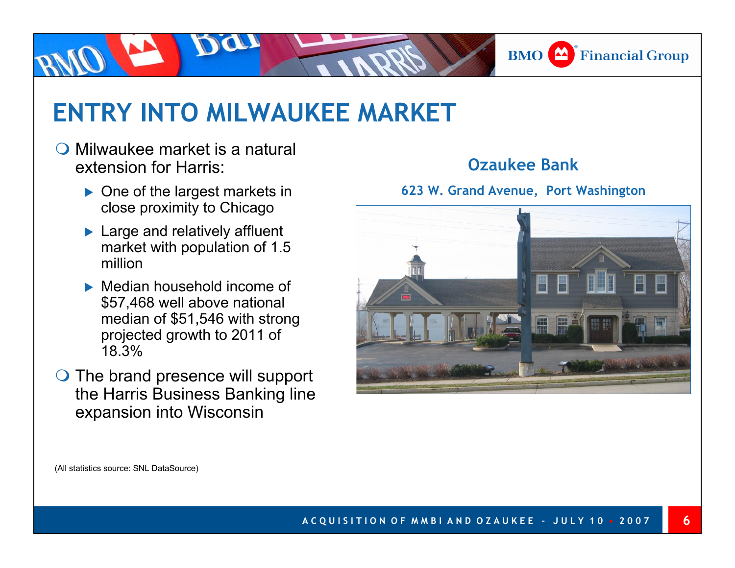# ENTRY INTO MILWAUKEE MARKET

- Milwaukee market is a natural extension for Harris:
  - One of the largest markets in close proximity to Chicago
  - Large and relatively affluent market with population of 1.5 million
  - Median household income of $57,468 well above national median of $51,546 with strong projected growth to 2011 of 18.3%
- The brand presence will support the Harris Business Banking line expansion into Wisconsin

**Ozaukee Bank**

**623 W. Grand Avenue, Port Washington**

(All statistics source: SNL DataSource)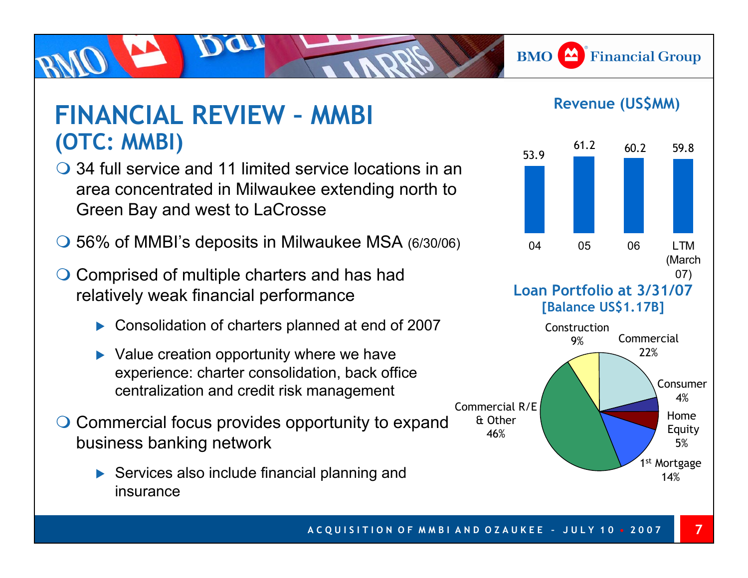# FINANCIAL REVIEW – MMBI
## (OTC: MMBI)

- 34 full service and 11 limited service locations in an area concentrated in Milwaukee extending north to Green Bay and west to LaCrosse
- 56% of MMBI's deposits in Milwaukee MSA (6/30/06)
- Comprised of multiple charters and has had relatively weak financial performance
  - Consolidation of charters planned at end of 2007
  - Value creation opportunity where we have experience: charter consolidation, back office centralization and credit risk management
- Commercial focus provides opportunity to expand business banking network
  - Services also include financial planning and insurance

### Revenue (US$MM)

| 04 | 05 | 06 | LTM (March 07) |
|---|---|---|---|
| 53.9 | 61.2 | 60.2 | 59.8 |

### Loan Portfolio at 3/31/07
**[Balance US$1.17B]**

| Category | % |
|---|---|
| Commercial | 22% |
| Consumer | 4% |
| Home Equity | 5% |
| 1st Mortgage | 14% |
| Commercial R/E & Other | 46% |
| Construction | 9% |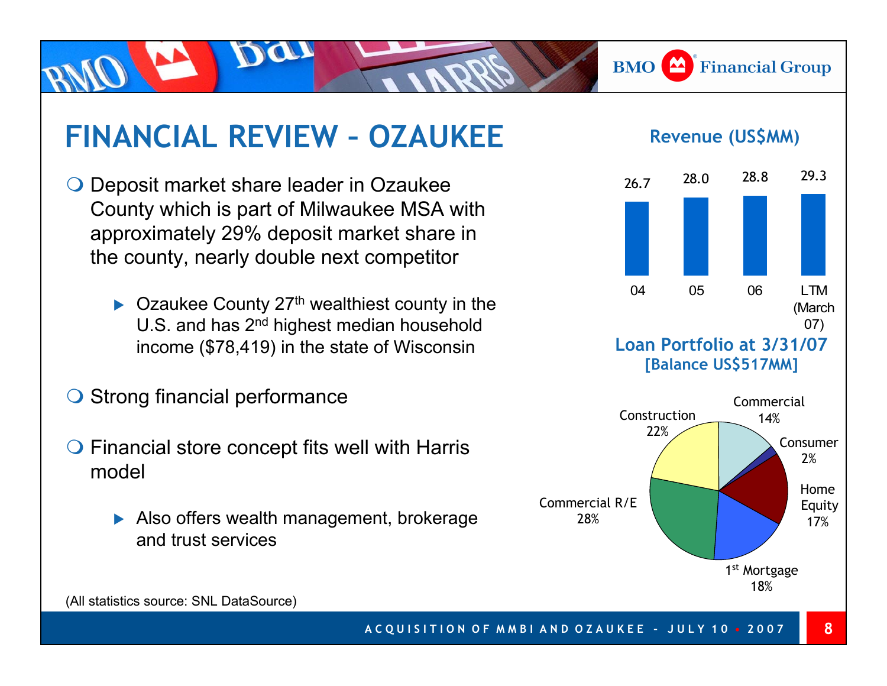# FINANCIAL REVIEW – OZAUKEE

- Deposit market share leader in Ozaukee County which is part of Milwaukee MSA with approximately 29% deposit market share in the county, nearly double next competitor
  - Ozaukee County 27th wealthiest county in the U.S. and has 2nd highest median household income ($78,419) in the state of Wisconsin
- Strong financial performance
- Financial store concept fits well with Harris model
  - Also offers wealth management, brokerage and trust services

## Revenue (US$MM)

| 04 | 05 | 06 | LTM (March 07) |
|---|---|---|---|
| 26.7 | 28.0 | 28.8 | 29.3 |

## Loan Portfolio at 3/31/07 [Balance US$517MM]

| Category | Share |
|---|---|
| Commercial | 14% |
| Consumer | 2% |
| Home Equity | 17% |
| 1st Mortgage | 18% |
| Commercial R/E | 28% |
| Construction | 22% |

(All statistics source: SNL DataSource)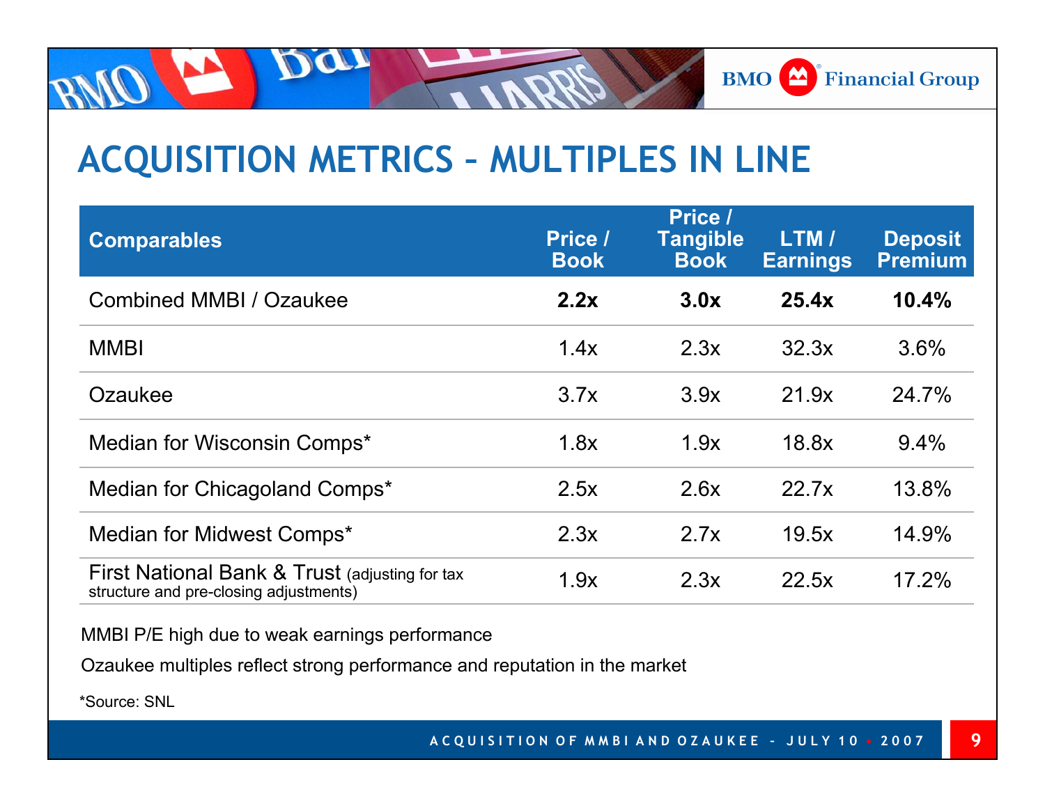# ACQUISITION METRICS – MULTIPLES IN LINE

| Comparables | Price / Book | Price / Tangible Book | LTM / Earnings | Deposit Premium |
|---|---|---|---|---|
| Combined MMBI / Ozaukee | **2.2x** | **3.0x** | **25.4x** | **10.4%** |
| MMBI | 1.4x | 2.3x | 32.3x | 3.6% |
| Ozaukee | 3.7x | 3.9x | 21.9x | 24.7% |
| Median for Wisconsin Comps* | 1.8x | 1.9x | 18.8x | 9.4% |
| Median for Chicagoland Comps* | 2.5x | 2.6x | 22.7x | 13.8% |
| Median for Midwest Comps* | 2.3x | 2.7x | 19.5x | 14.9% |
| First National Bank & Trust (adjusting for tax structure and pre-closing adjustments) | 1.9x | 2.3x | 22.5x | 17.2% |

MMBI P/E high due to weak earnings performance

Ozaukee multiples reflect strong performance and reputation in the market

*Source: SNL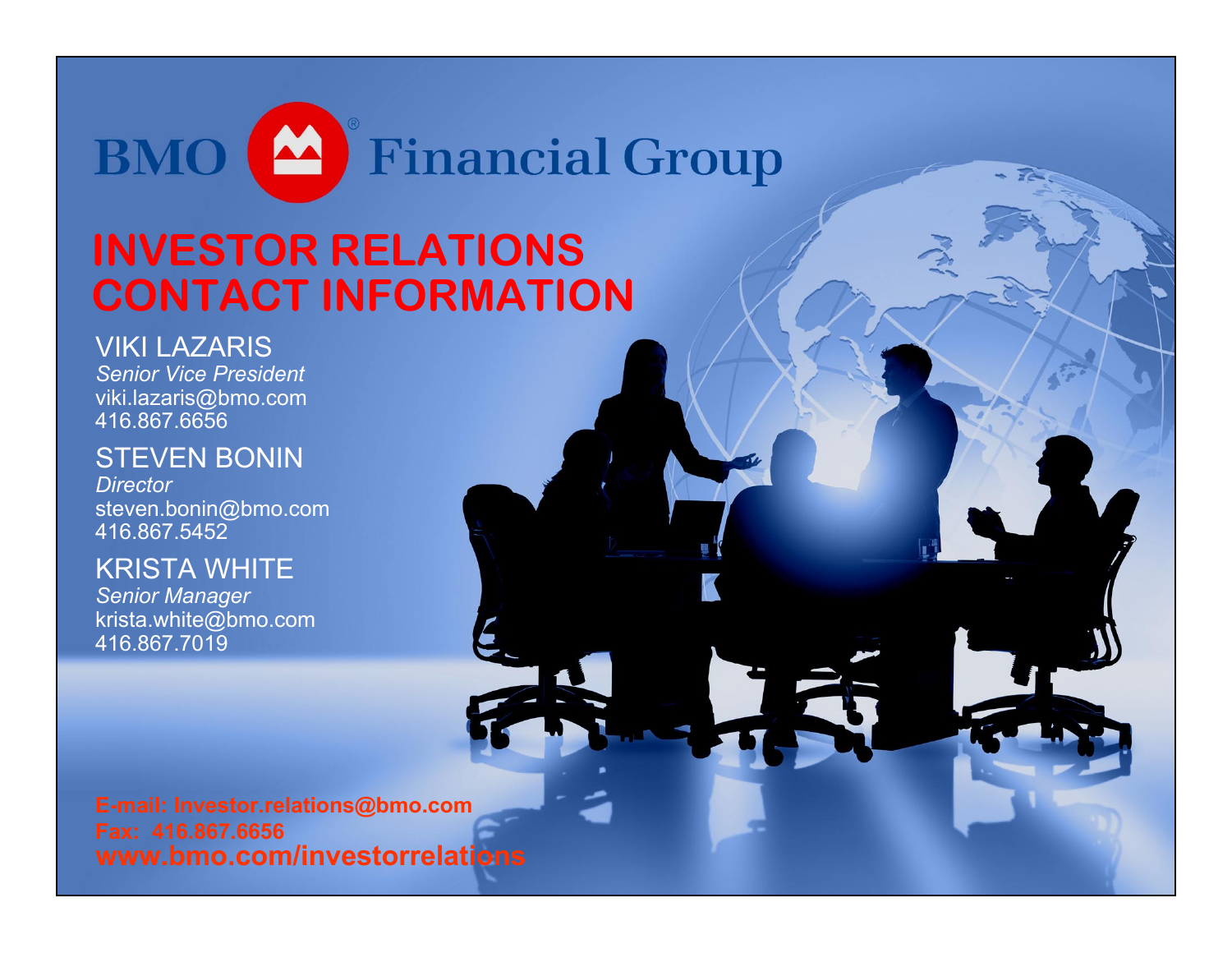BMO Financial Group

# INVESTOR RELATIONS CONTACT INFORMATION

**VIKI LAZARIS**
*Senior Vice President*
viki.lazaris@bmo.com
416.867.6656

**STEVEN BONIN**
*Director*
steven.bonin@bmo.com
416.867.5452

**KRISTA WHITE**
*Senior Manager*
krista.white@bmo.com
416.867.7019

**E-mail: Investor.relations@bmo.com**
**Fax: 416.867.6656**
**www.bmo.com/investorrelations**